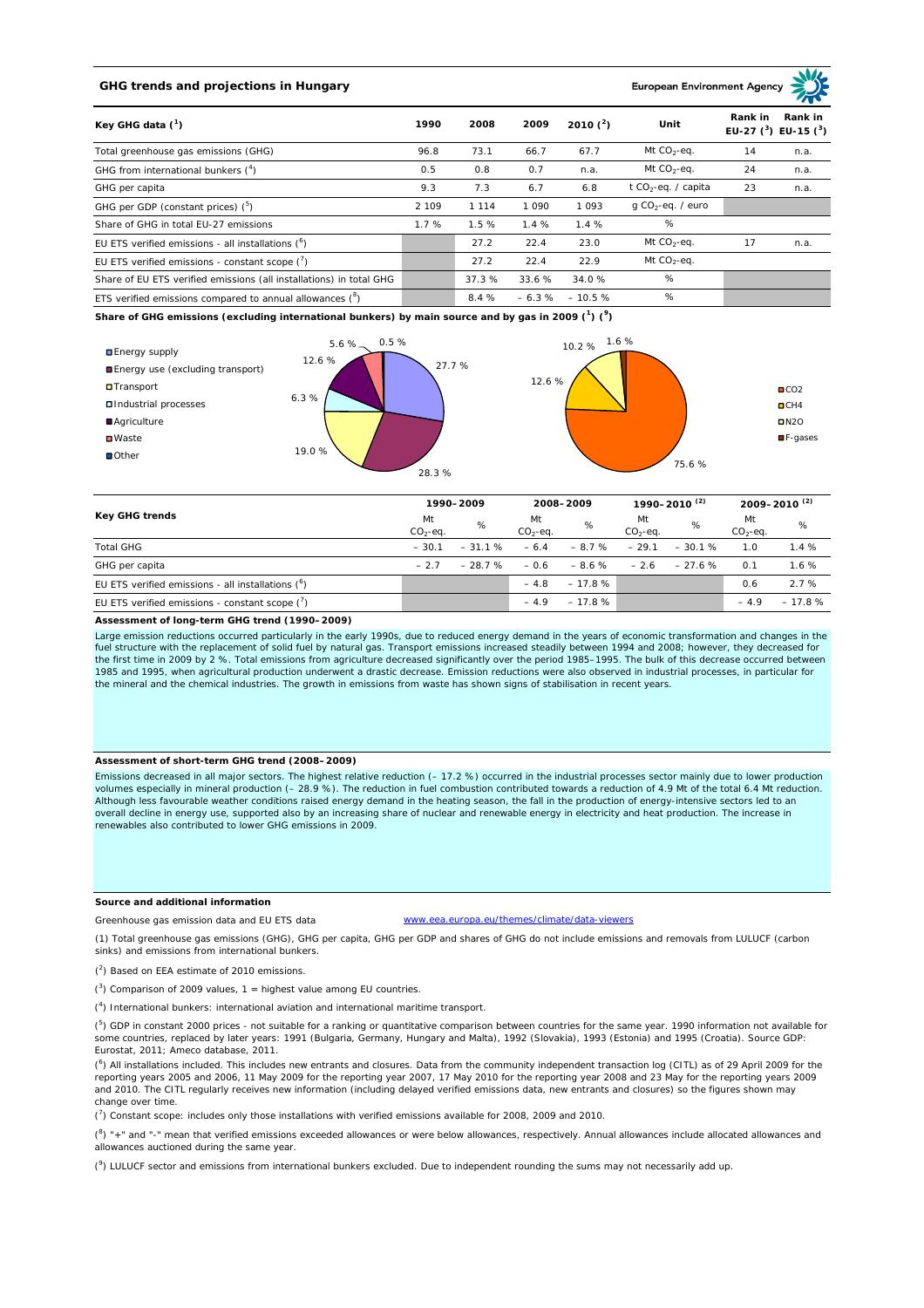## GHG trends and projections in Hungary

European Environment Agency

| Key GHG data [1] | 1990 | 2008 | 2009 | 2010 [2] | Unit | Rank in EU-27 [3] | Rank in EU-15 [3] |
|---|---|---|---|---|---|---|---|
| Total greenhouse gas emissions (GHG) | 96.8 | 73.1 | 66.7 | 67.7 | Mt $CO_2$-eq. | 14 | n.a. |
| GHG from international bunkers [4] | 0.5 | 0.8 | 0.7 | n.a. | Mt $CO_2$-eq. | 24 | n.a. |
| GHG per capita | 9.3 | 7.3 | 6.7 | 6.8 | t $CO_2$-eq. / capita | 23 | n.a. |
| GHG per GDP (constant prices) [5] | 2 109 | 1 114 | 1 090 | 1 093 | g $CO_2$-eq. / euro | | |
| Share of GHG in total EU-27 emissions | 1.7 % | 1.5 % | 1.4 % | 1.4 % | % | | |
| EU ETS verified emissions - all installations [6] | | 27.2 | 22.4 | 23.0 | Mt $CO_2$-eq. | 17 | n.a. |
| EU ETS verified emissions - constant scope [7] | | 27.2 | 22.4 | 22.9 | Mt $CO_2$-eq. | | |
| Share of EU ETS verified emissions (all installations) in total GHG | | 37.3 % | 33.6 % | 34.0 % | % | | |
| ETS verified emissions compared to annual allowances [8] | | 8.4 % | – 6.3 % | – 10.5 % | % | | |

**Share of GHG emissions (excluding international bunkers) by main source and by gas in 2009 [1] [9]**

By main source: Energy supply 27.7 %; Energy use (excluding transport) 28.3 %; Transport 19.0 %; Industrial processes 6.3 %; Agriculture 12.6 %; Waste 5.6 %; Other 0.5 %

By gas: $CO_2$ 75.6 %; $CH_4$ 12.6 %; $N_2O$ 10.2 %; F-gases 1.6 %

| Key GHG trends | 1990–2009 | | 2008–2009 | | 1990–2010 [2] | | 2009–2010 [2] | |
|---|---|---|---|---|---|---|---|---|
| | Mt $CO_2$-eq. | % | Mt $CO_2$-eq. | % | Mt $CO_2$-eq. | % | Mt $CO_2$-eq. | % |
| Total GHG | – 30.1 | – 31.1 % | – 6.4 | – 8.7 % | – 29.1 | – 30.1 % | 1.0 | 1.4 % |
| GHG per capita | – 2.7 | – 28.7 % | – 0.6 | – 8.6 % | – 2.6 | – 27.6 % | 0.1 | 1.6 % |
| EU ETS verified emissions - all installations [6] | | | – 4.8 | – 17.8 % | | | 0.6 | 2.7 % |
| EU ETS verified emissions - constant scope [7] | | | – 4.9 | – 17.8 % | | | – 4.9 | – 17.8 % |

**Assessment of long-term GHG trend (1990–2009)**

Large emission reductions occurred particularly in the early 1990s, due to reduced energy demand in the years of economic transformation and changes in the fuel structure with the replacement of solid fuel by natural gas. Transport emissions increased steadily between 1994 and 2008; however, they decreased for the first time in 2009 by 2 %. Total emissions from agriculture decreased significantly over the period 1985–1995. The bulk of this decrease occurred between 1985 and 1995, when agricultural production underwent a drastic decrease. Emission reductions were also observed in industrial processes, in particular for the mineral and the chemical industries. The growth in emissions from waste has shown signs of stabilisation in recent years.

**Assessment of short-term GHG trend (2008–2009)**

Emissions decreased in all major sectors. The highest relative reduction (– 17.2 %) occurred in the industrial processes sector mainly due to lower production volumes especially in mineral production (– 28.9 %). The reduction in fuel combustion contributed towards a reduction of 4.9 Mt of the total 6.4 Mt reduction. Although less favourable weather conditions raised energy demand in the heating season, the fall in the production of energy-intensive sectors led to an overall decline in energy use, supported also by an increasing share of nuclear and renewable energy in electricity and heat production. The increase in renewables also contributed to lower GHG emissions in 2009.

**Source and additional information**

Greenhouse gas emission data and EU ETS data www.eea.europa.eu/themes/climate/data-viewers

(1) Total greenhouse gas emissions (GHG), GHG per capita, GHG per GDP and shares of GHG do not include emissions and removals from LULUCF (carbon sinks) and emissions from international bunkers.

(2) Based on EEA estimate of 2010 emissions.

(3) Comparison of 2009 values, 1 = highest value among EU countries.

(4) International bunkers: international aviation and international maritime transport.

(5) GDP in constant 2000 prices - not suitable for a ranking or quantitative comparison between countries for the same year. 1990 information not available for some countries, replaced by later years: 1991 (Bulgaria, Germany, Hungary and Malta), 1992 (Slovakia), 1993 (Estonia) and 1995 (Croatia). Source GDP: Eurostat, 2011; Ameco database, 2011.

(6) All installations included. This includes new entrants and closures. Data from the community independent transaction log (CITL) as of 29 April 2009 for the reporting years 2005 and 2006, 11 May 2009 for the reporting year 2007, 17 May 2010 for the reporting year 2008 and 23 May for the reporting years 2009 and 2010. The CITL regularly receives new information (including delayed verified emissions data, new entrants and closures) so the figures shown may change over time.

(7) Constant scope: includes only those installations with verified emissions available for 2008, 2009 and 2010.

(8) "+" and "-" mean that verified emissions exceeded allowances or were below allowances, respectively. Annual allowances include allocated allowances and allowances auctioned during the same year.

(9) LULUCF sector and emissions from international bunkers excluded. Due to independent rounding the sums may not necessarily add up.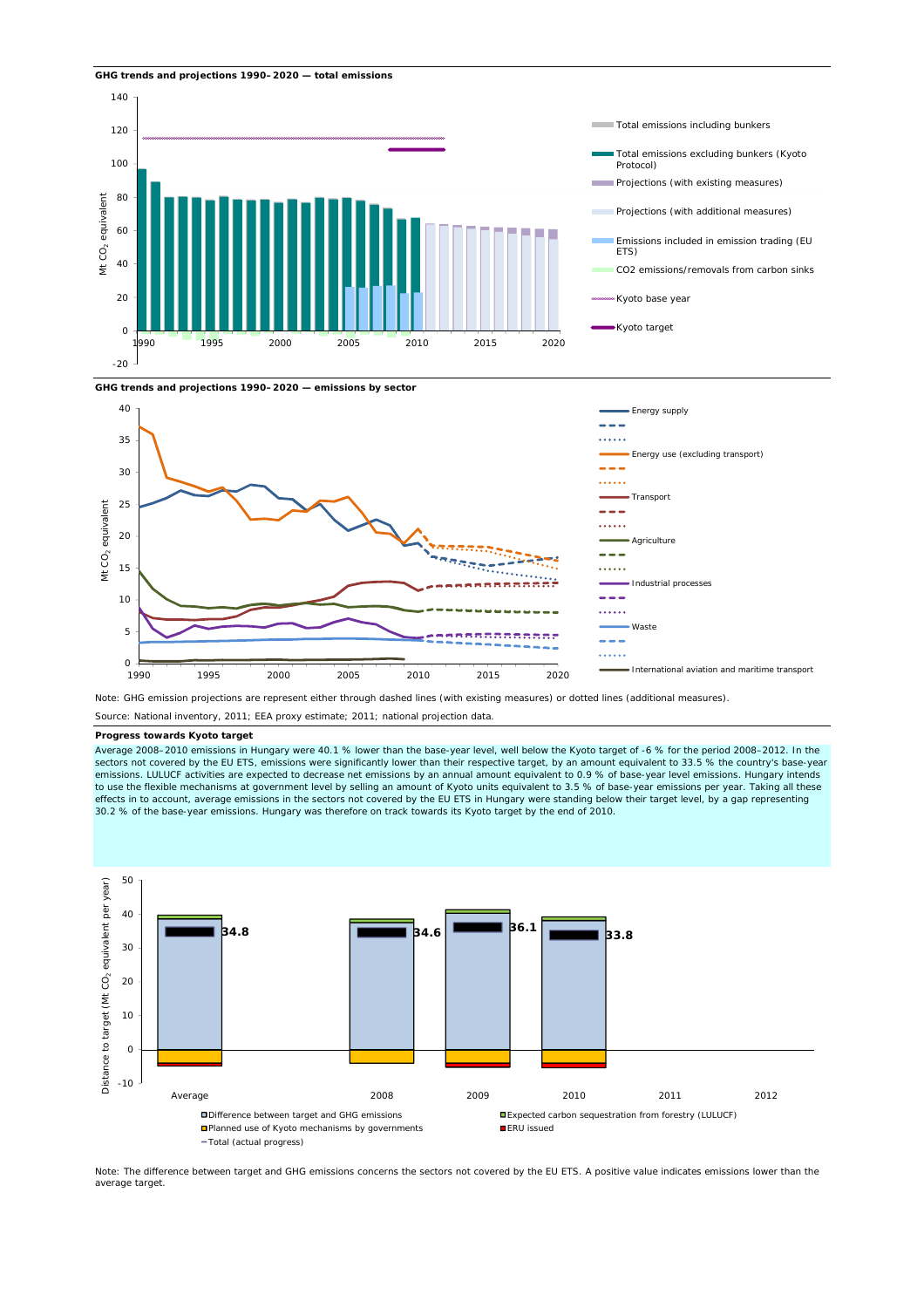**GHG trends and projections 1990–2020 — total emissions**

140
120
100
80
60
40
20
0
-20

Mt $CO_2$ equivalent

1990 1995 2000 2005 2010 2015 2020

Total emissions including bunkers
Total emissions excluding bunkers (Kyoto Protocol)
Projections (with existing measures)
Projections (with additional measures)
Emissions included in emission trading (EU ETS)
CO2 emissions/removals from carbon sinks
Kyoto base year
Kyoto target

**GHG trends and projections 1990–2020 — emissions by sector**

40
35
30
25
20
15
10
5
0

Mt $CO_2$ equivalent

1990 1995 2000 2005 2010 2015 2020

Energy supply
Energy use (excluding transport)
Transport
Agriculture
Industrial processes
Waste
International aviation and maritime transport

Note: GHG emission projections are represent either through dashed lines (with existing measures) or dotted lines (additional measures).

Source: National inventory, 2011; EEA proxy estimate; 2011; national projection data.

**Progress towards Kyoto target**

Average 2008–2010 emissions in Hungary were 40.1 % lower than the base-year level, well below the Kyoto target of -6 % for the period 2008–2012. In the sectors not covered by the EU ETS, emissions were significantly lower than their respective target, by an amount equivalent to 33.5 % the country's base-year emissions. LULUCF activities are expected to decrease net emissions by an annual amount equivalent to 0.9 % of base-year level emissions. Hungary intends to use the flexible mechanisms at government level by selling an amount of Kyoto units equivalent to 3.5 % of base-year emissions per year. Taking all these effects in to account, average emissions in the sectors not covered by the EU ETS in Hungary were standing below their target level, by a gap representing 30.2 % of the base-year emissions. Hungary was therefore on track towards its Kyoto target by the end of 2010.

50
40
30
20
10
0
-10

Distance to target (Mt $CO_2$ equivalent per year)

34.8
34.6
36.1
33.8

Average 2008 2009 2010 2011 2012

Difference between target and GHG emissions
Expected carbon sequestration from forestry (LULUCF)
Planned use of Kyoto mechanisms by governments
ERU issued
Total (actual progress)

Note: The difference between target and GHG emissions concerns the sectors not covered by the EU ETS. A positive value indicates emissions lower than the average target.